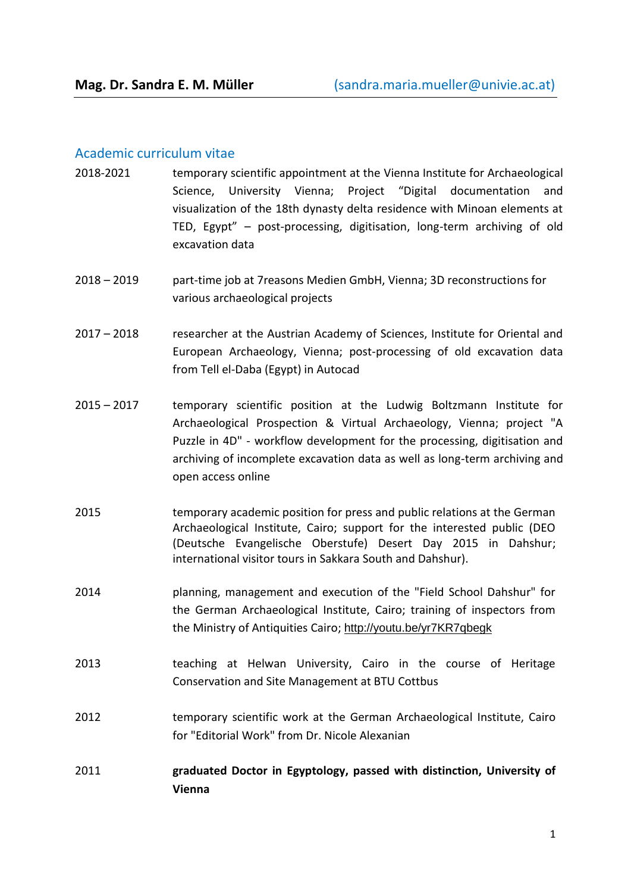**Mag. Dr. Sandra E. M. Müller** (sandra.maria.mueller@univie.ac.at)

## Academic curriculum vitae

2018-2021 temporary scientific appointment at the Vienna Institute for Archaeological Science, University Vienna; Project "Digital documentation and visualization of the 18th dynasty delta residence with Minoan elements at TED, Egypt" – post-processing, digitisation, long-term archiving of old excavation data

2018 – 2019 part-time job at 7reasons Medien GmbH, Vienna; 3D reconstructions for various archaeological projects

2017 – 2018 researcher at the Austrian Academy of Sciences, Institute for Oriental and European Archaeology, Vienna; post-processing of old excavation data from Tell el-Daba (Egypt) in Autocad

2015 – 2017 temporary scientific position at the Ludwig Boltzmann Institute for Archaeological Prospection & Virtual Archaeology, Vienna; project "A Puzzle in 4D" - workflow development for the processing, digitisation and archiving of incomplete excavation data as well as long-term archiving and open access online

2015 temporary academic position for press and public relations at the German Archaeological Institute, Cairo; support for the interested public (DEO (Deutsche Evangelische Oberstufe) Desert Day 2015 in Dahshur; international visitor tours in Sakkara South and Dahshur).

2014 planning, management and execution of the "Field School Dahshur" for the German Archaeological Institute, Cairo; training of inspectors from the Ministry of Antiquities Cairo; http://youtu.be/yr7KR7qbegk

2013 teaching at Helwan University, Cairo in the course of Heritage Conservation and Site Management at BTU Cottbus

2012 temporary scientific work at the German Archaeological Institute, Cairo for "Editorial Work" from Dr. Nicole Alexanian

2011 **graduated Doctor in Egyptology, passed with distinction, University of Vienna**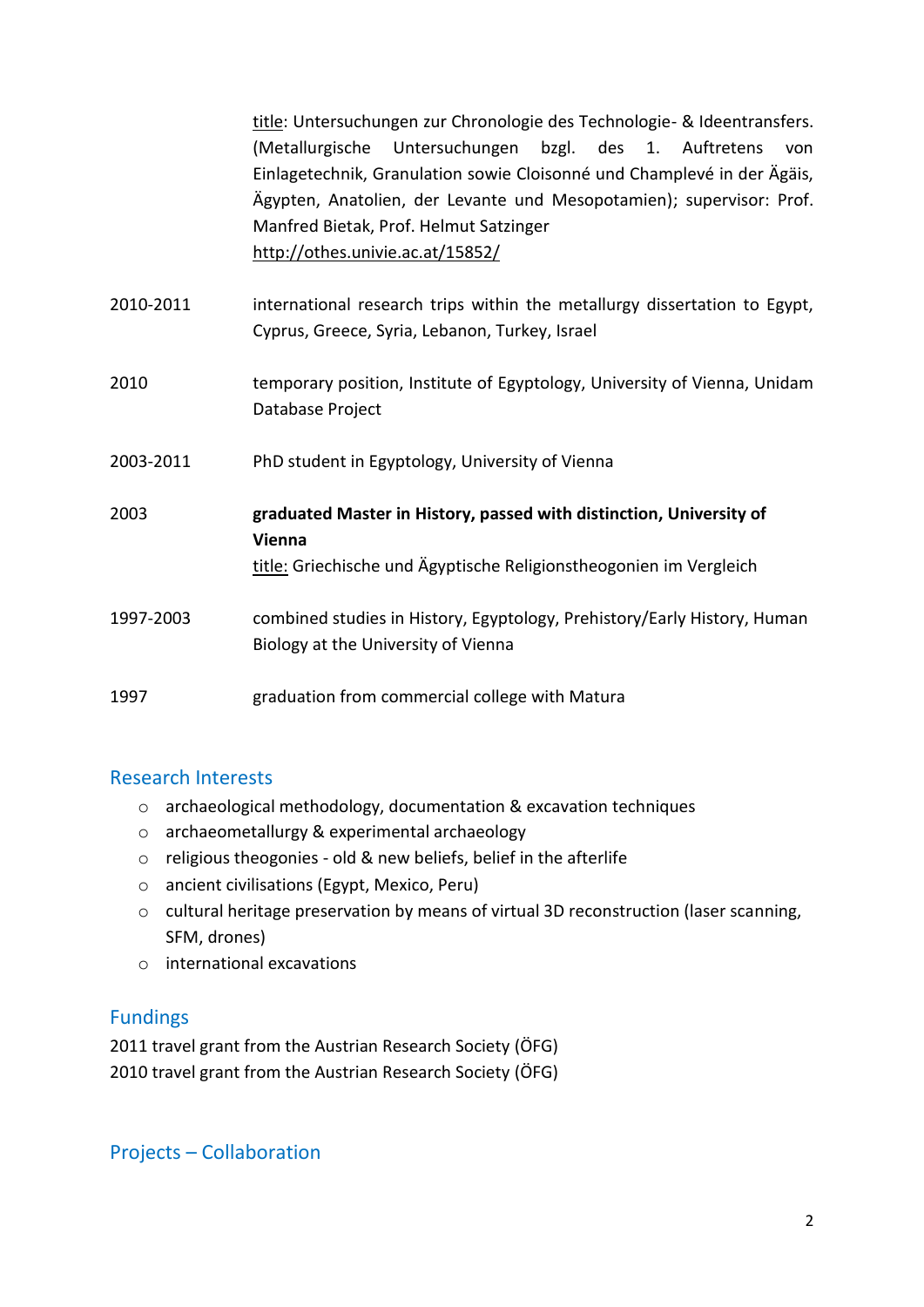title: Untersuchungen zur Chronologie des Technologie- & Ideentransfers. (Metallurgische Untersuchungen bzgl. des 1. Auftretens von Einlagetechnik, Granulation sowie Cloisonné und Champlevé in der Ägäis, Ägypten, Anatolien, der Levante und Mesopotamien); supervisor: Prof. Manfred Bietak, Prof. Helmut Satzinger
http://othes.univie.ac.at/15852/

| | |
|---|---|
| 2010-2011 | international research trips within the metallurgy dissertation to Egypt, Cyprus, Greece, Syria, Lebanon, Turkey, Israel |
| 2010 | temporary position, Institute of Egyptology, University of Vienna, Unidam Database Project |
| 2003-2011 | PhD student in Egyptology, University of Vienna |
| 2003 | **graduated Master in History, passed with distinction, University of Vienna**<br>title: Griechische und Ägyptische Religionstheogonien im Vergleich |
| 1997-2003 | combined studies in History, Egyptology, Prehistory/Early History, Human Biology at the University of Vienna |
| 1997 | graduation from commercial college with Matura |

## Research Interests

- archaeological methodology, documentation & excavation techniques
- archaeometallurgy & experimental archaeology
- religious theogonies - old & new beliefs, belief in the afterlife
- ancient civilisations (Egypt, Mexico, Peru)
- cultural heritage preservation by means of virtual 3D reconstruction (laser scanning, SFM, drones)
- international excavations

## Fundings

2011 travel grant from the Austrian Research Society (ÖFG)
2010 travel grant from the Austrian Research Society (ÖFG)

## Projects – Collaboration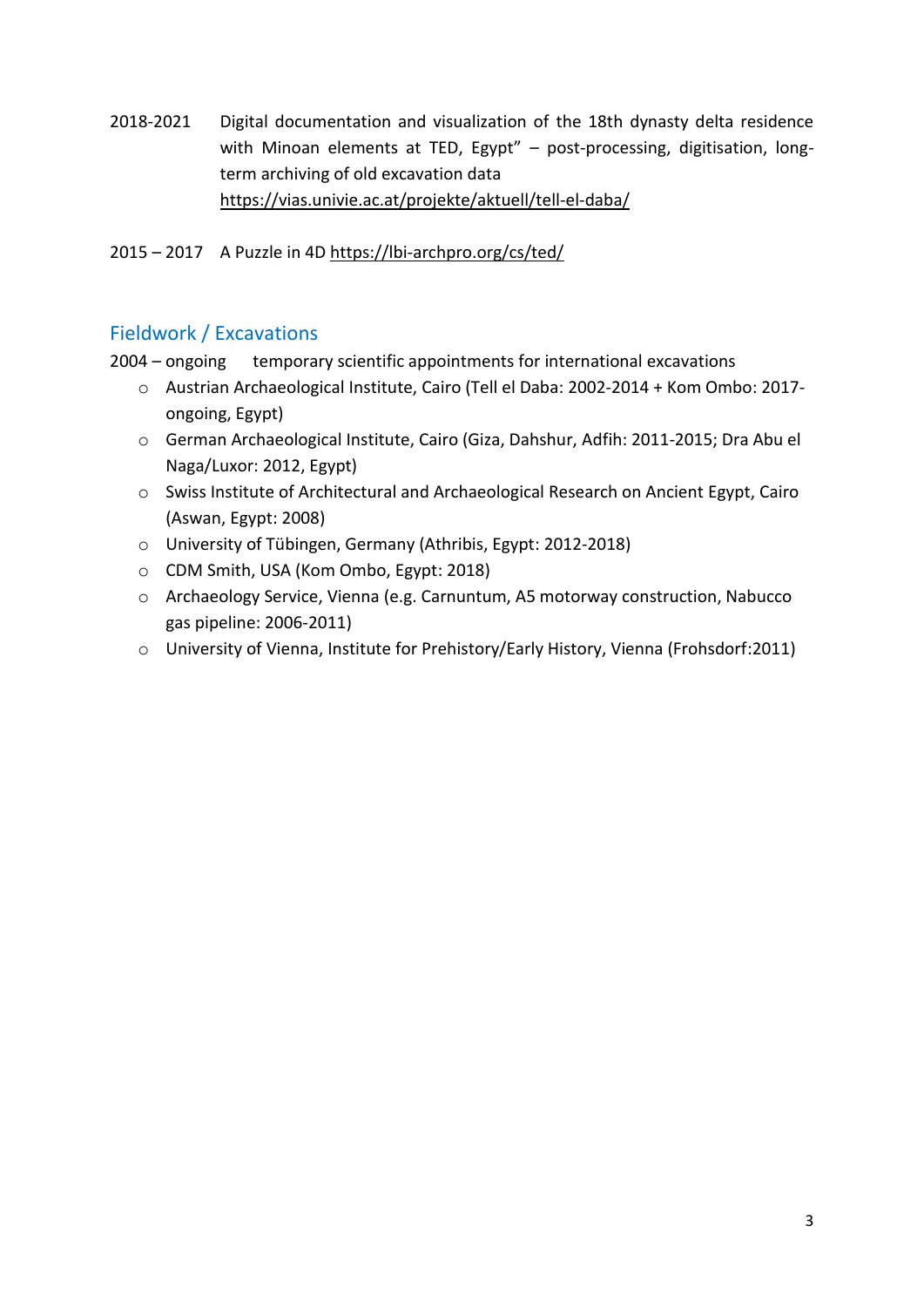2018-2021 Digital documentation and visualization of the 18th dynasty delta residence with Minoan elements at TED, Egypt" – post-processing, digitisation, long-term archiving of old excavation data https://vias.univie.ac.at/projekte/aktuell/tell-el-daba/

2015 – 2017 A Puzzle in 4D https://lbi-archpro.org/cs/ted/

## Fieldwork / Excavations

2004 – ongoing temporary scientific appointments for international excavations

- Austrian Archaeological Institute, Cairo (Tell el Daba: 2002-2014 + Kom Ombo: 2017-ongoing, Egypt)
- German Archaeological Institute, Cairo (Giza, Dahshur, Adfih: 2011-2015; Dra Abu el Naga/Luxor: 2012, Egypt)
- Swiss Institute of Architectural and Archaeological Research on Ancient Egypt, Cairo (Aswan, Egypt: 2008)
- University of Tübingen, Germany (Athribis, Egypt: 2012-2018)
- CDM Smith, USA (Kom Ombo, Egypt: 2018)
- Archaeology Service, Vienna (e.g. Carnuntum, A5 motorway construction, Nabucco gas pipeline: 2006-2011)
- University of Vienna, Institute for Prehistory/Early History, Vienna (Frohsdorf:2011)